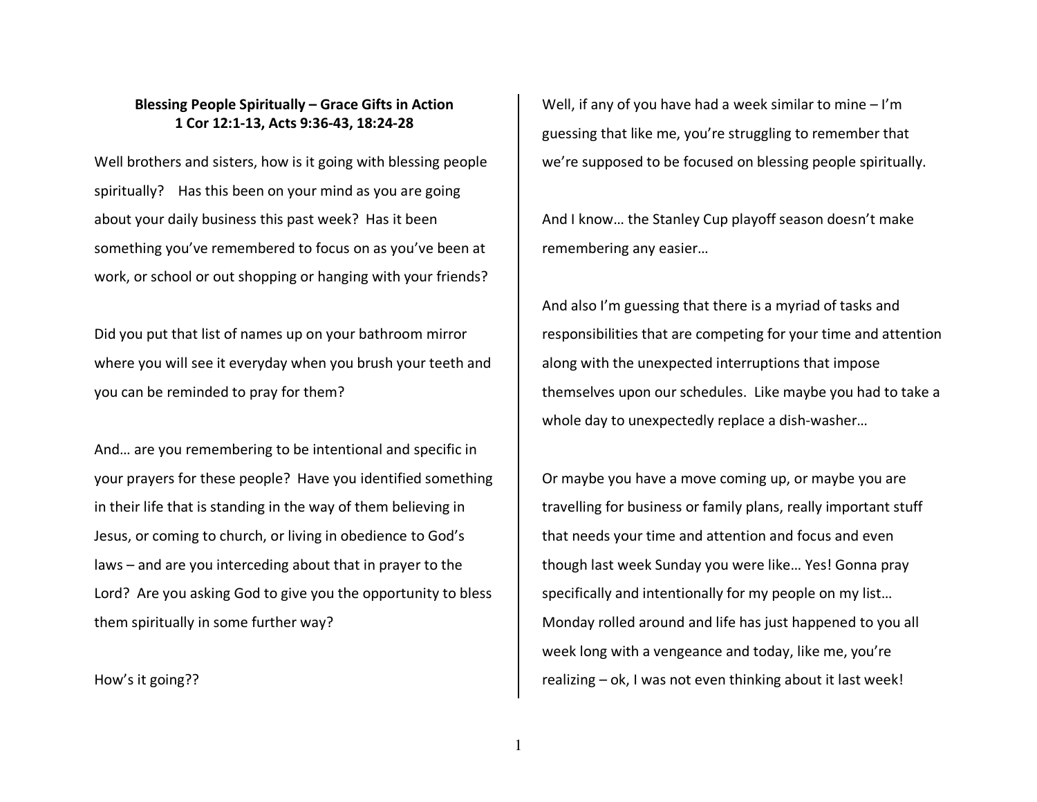**Blessing People Spiritually – Grace Gifts in Action**
**1 Cor 12:1-13, Acts 9:36-43, 18:24-28**

Well brothers and sisters, how is it going with blessing people spiritually? Has this been on your mind as you are going about your daily business this past week? Has it been something you've remembered to focus on as you've been at work, or school or out shopping or hanging with your friends?

Did you put that list of names up on your bathroom mirror where you will see it everyday when you brush your teeth and you can be reminded to pray for them?

And… are you remembering to be intentional and specific in your prayers for these people? Have you identified something in their life that is standing in the way of them believing in Jesus, or coming to church, or living in obedience to God's laws – and are you interceding about that in prayer to the Lord? Are you asking God to give you the opportunity to bless them spiritually in some further way?

How's it going??

Well, if any of you have had a week similar to mine – I'm guessing that like me, you're struggling to remember that we're supposed to be focused on blessing people spiritually.

And I know… the Stanley Cup playoff season doesn't make remembering any easier…

And also I'm guessing that there is a myriad of tasks and responsibilities that are competing for your time and attention along with the unexpected interruptions that impose themselves upon our schedules. Like maybe you had to take a whole day to unexpectedly replace a dish-washer…

Or maybe you have a move coming up, or maybe you are travelling for business or family plans, really important stuff that needs your time and attention and focus and even though last week Sunday you were like… Yes! Gonna pray specifically and intentionally for my people on my list… Monday rolled around and life has just happened to you all week long with a vengeance and today, like me, you're realizing – ok, I was not even thinking about it last week!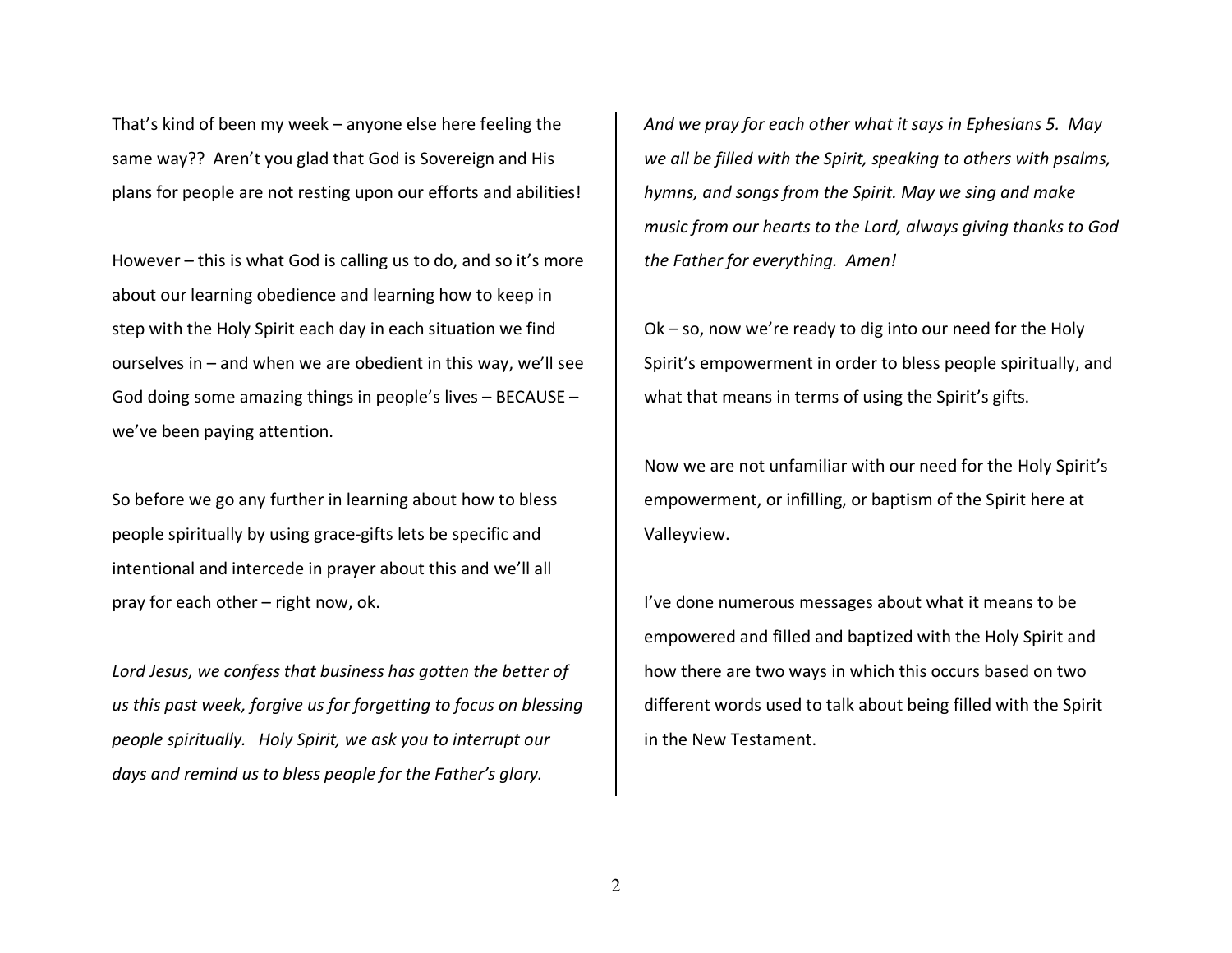That's kind of been my week – anyone else here feeling the same way?? Aren't you glad that God is Sovereign and His plans for people are not resting upon our efforts and abilities!

However – this is what God is calling us to do, and so it's more about our learning obedience and learning how to keep in step with the Holy Spirit each day in each situation we find ourselves in – and when we are obedient in this way, we'll see God doing some amazing things in people's lives – BECAUSE – we've been paying attention.

So before we go any further in learning about how to bless people spiritually by using grace-gifts lets be specific and intentional and intercede in prayer about this and we'll all pray for each other – right now, ok.

*Lord Jesus, we confess that business has gotten the better of us this past week, forgive us for forgetting to focus on blessing people spiritually. Holy Spirit, we ask you to interrupt our days and remind us to bless people for the Father's glory.*

*And we pray for each other what it says in Ephesians 5. May we all be filled with the Spirit, speaking to others with psalms, hymns, and songs from the Spirit. May we sing and make music from our hearts to the Lord, always giving thanks to God the Father for everything. Amen!*

Ok – so, now we're ready to dig into our need for the Holy Spirit's empowerment in order to bless people spiritually, and what that means in terms of using the Spirit's gifts.

Now we are not unfamiliar with our need for the Holy Spirit's empowerment, or infilling, or baptism of the Spirit here at Valleyview.

I've done numerous messages about what it means to be empowered and filled and baptized with the Holy Spirit and how there are two ways in which this occurs based on two different words used to talk about being filled with the Spirit in the New Testament.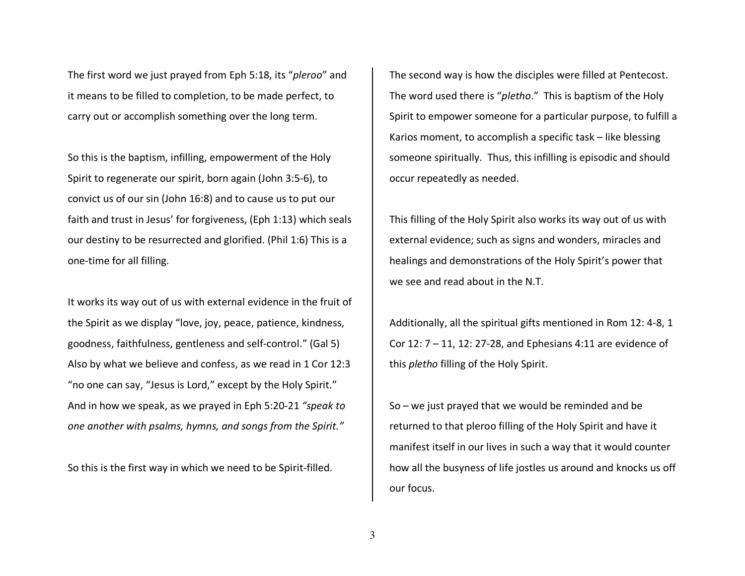The first word we just prayed from Eph 5:18, its "*pleroo*" and it means to be filled to completion, to be made perfect, to carry out or accomplish something over the long term.

So this is the baptism, infilling, empowerment of the Holy Spirit to regenerate our spirit, born again (John 3:5-6), to convict us of our sin (John 16:8) and to cause us to put our faith and trust in Jesus' for forgiveness, (Eph 1:13) which seals our destiny to be resurrected and glorified. (Phil 1:6) This is a one-time for all filling.

It works its way out of us with external evidence in the fruit of the Spirit as we display "love, joy, peace, patience, kindness, goodness, faithfulness, gentleness and self-control." (Gal 5) Also by what we believe and confess, as we read in 1 Cor 12:3 "no one can say, "Jesus is Lord," except by the Holy Spirit." And in how we speak, as we prayed in Eph 5:20-21 *"speak to one another with psalms, hymns, and songs from the Spirit."*

So this is the first way in which we need to be Spirit-filled.

The second way is how the disciples were filled at Pentecost. The word used there is "*pletho*." This is baptism of the Holy Spirit to empower someone for a particular purpose, to fulfill a Karios moment, to accomplish a specific task – like blessing someone spiritually. Thus, this infilling is episodic and should occur repeatedly as needed.

This filling of the Holy Spirit also works its way out of us with external evidence; such as signs and wonders, miracles and healings and demonstrations of the Holy Spirit's power that we see and read about in the N.T.

Additionally, all the spiritual gifts mentioned in Rom 12: 4-8, 1 Cor 12: 7 – 11, 12: 27-28, and Ephesians 4:11 are evidence of this *pletho* filling of the Holy Spirit.

So – we just prayed that we would be reminded and be returned to that pleroo filling of the Holy Spirit and have it manifest itself in our lives in such a way that it would counter how all the busyness of life jostles us around and knocks us off our focus.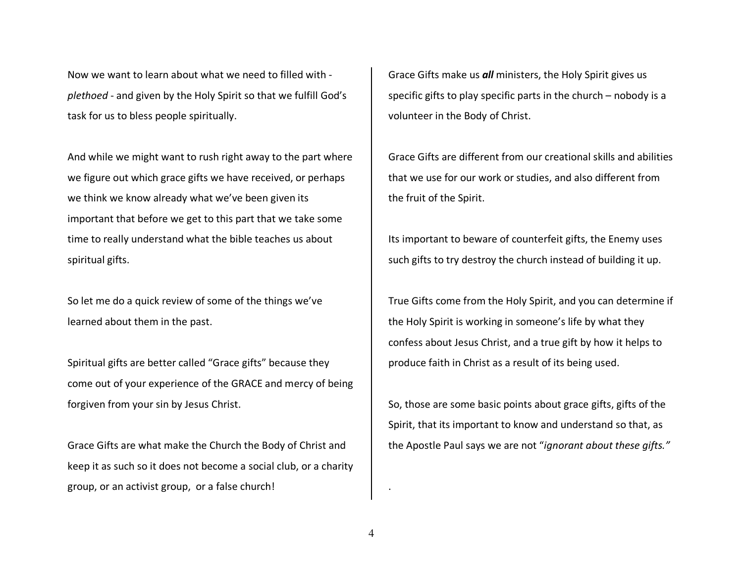Now we want to learn about what we need to filled with - *plethoed* - and given by the Holy Spirit so that we fulfill God's task for us to bless people spiritually.

And while we might want to rush right away to the part where we figure out which grace gifts we have received, or perhaps we think we know already what we've been given its important that before we get to this part that we take some time to really understand what the bible teaches us about spiritual gifts.

So let me do a quick review of some of the things we've learned about them in the past.

Spiritual gifts are better called "Grace gifts" because they come out of your experience of the GRACE and mercy of being forgiven from your sin by Jesus Christ.

Grace Gifts are what make the Church the Body of Christ and keep it as such so it does not become a social club, or a charity group, or an activist group, or a false church!

Grace Gifts make us ***all*** ministers, the Holy Spirit gives us specific gifts to play specific parts in the church – nobody is a volunteer in the Body of Christ.

Grace Gifts are different from our creational skills and abilities that we use for our work or studies, and also different from the fruit of the Spirit.

Its important to beware of counterfeit gifts, the Enemy uses such gifts to try destroy the church instead of building it up.

True Gifts come from the Holy Spirit, and you can determine if the Holy Spirit is working in someone's life by what they confess about Jesus Christ, and a true gift by how it helps to produce faith in Christ as a result of its being used.

So, those are some basic points about grace gifts, gifts of the Spirit, that its important to know and understand so that, as the Apostle Paul says we are not "*ignorant about these gifts."*

.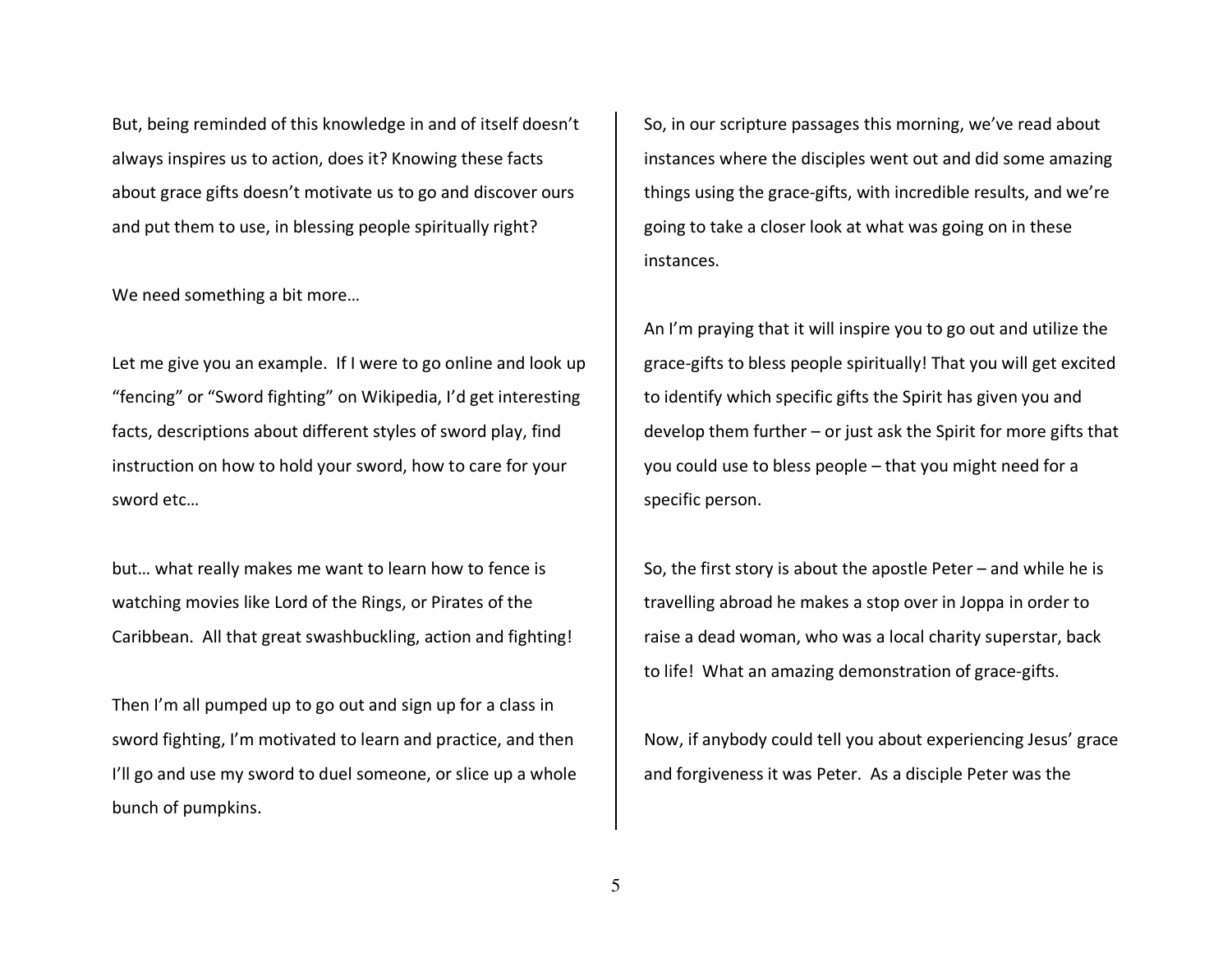But, being reminded of this knowledge in and of itself doesn't always inspires us to action, does it? Knowing these facts about grace gifts doesn't motivate us to go and discover ours and put them to use, in blessing people spiritually right?

We need something a bit more…

Let me give you an example. If I were to go online and look up "fencing" or "Sword fighting" on Wikipedia, I'd get interesting facts, descriptions about different styles of sword play, find instruction on how to hold your sword, how to care for your sword etc…

but… what really makes me want to learn how to fence is watching movies like Lord of the Rings, or Pirates of the Caribbean. All that great swashbuckling, action and fighting!

Then I'm all pumped up to go out and sign up for a class in sword fighting, I'm motivated to learn and practice, and then I'll go and use my sword to duel someone, or slice up a whole bunch of pumpkins.

So, in our scripture passages this morning, we've read about instances where the disciples went out and did some amazing things using the grace-gifts, with incredible results, and we're going to take a closer look at what was going on in these instances.

An I'm praying that it will inspire you to go out and utilize the grace-gifts to bless people spiritually! That you will get excited to identify which specific gifts the Spirit has given you and develop them further – or just ask the Spirit for more gifts that you could use to bless people – that you might need for a specific person.

So, the first story is about the apostle Peter – and while he is travelling abroad he makes a stop over in Joppa in order to raise a dead woman, who was a local charity superstar, back to life! What an amazing demonstration of grace-gifts.

Now, if anybody could tell you about experiencing Jesus' grace and forgiveness it was Peter. As a disciple Peter was the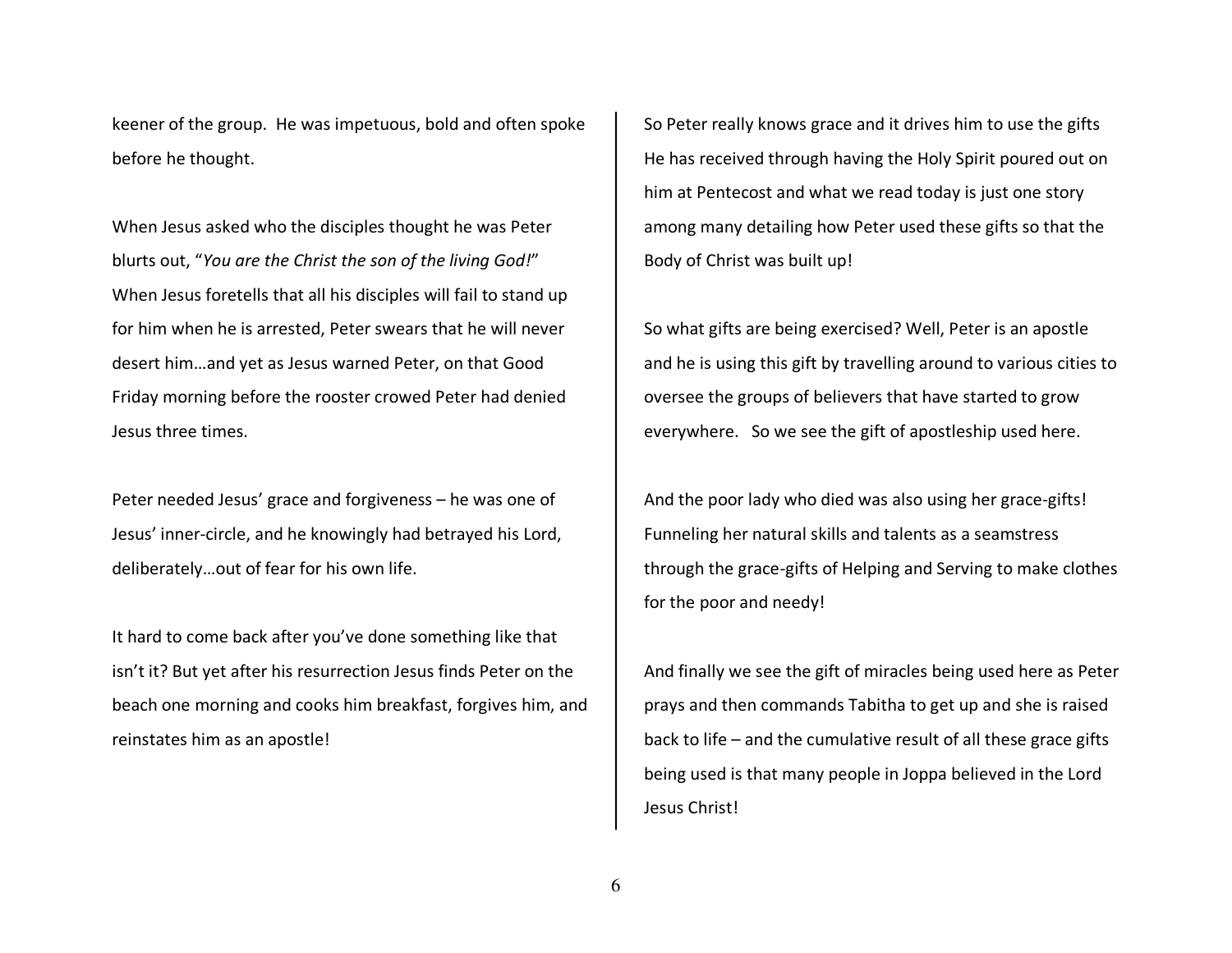keener of the group. He was impetuous, bold and often spoke before he thought.

When Jesus asked who the disciples thought he was Peter blurts out, "*You are the Christ the son of the living God!*" When Jesus foretells that all his disciples will fail to stand up for him when he is arrested, Peter swears that he will never desert him…and yet as Jesus warned Peter, on that Good Friday morning before the rooster crowed Peter had denied Jesus three times.

Peter needed Jesus' grace and forgiveness – he was one of Jesus' inner-circle, and he knowingly had betrayed his Lord, deliberately…out of fear for his own life.

It hard to come back after you've done something like that isn't it? But yet after his resurrection Jesus finds Peter on the beach one morning and cooks him breakfast, forgives him, and reinstates him as an apostle!

So Peter really knows grace and it drives him to use the gifts He has received through having the Holy Spirit poured out on him at Pentecost and what we read today is just one story among many detailing how Peter used these gifts so that the Body of Christ was built up!

So what gifts are being exercised? Well, Peter is an apostle and he is using this gift by travelling around to various cities to oversee the groups of believers that have started to grow everywhere. So we see the gift of apostleship used here.

And the poor lady who died was also using her grace-gifts! Funneling her natural skills and talents as a seamstress through the grace-gifts of Helping and Serving to make clothes for the poor and needy!

And finally we see the gift of miracles being used here as Peter prays and then commands Tabitha to get up and she is raised back to life – and the cumulative result of all these grace gifts being used is that many people in Joppa believed in the Lord Jesus Christ!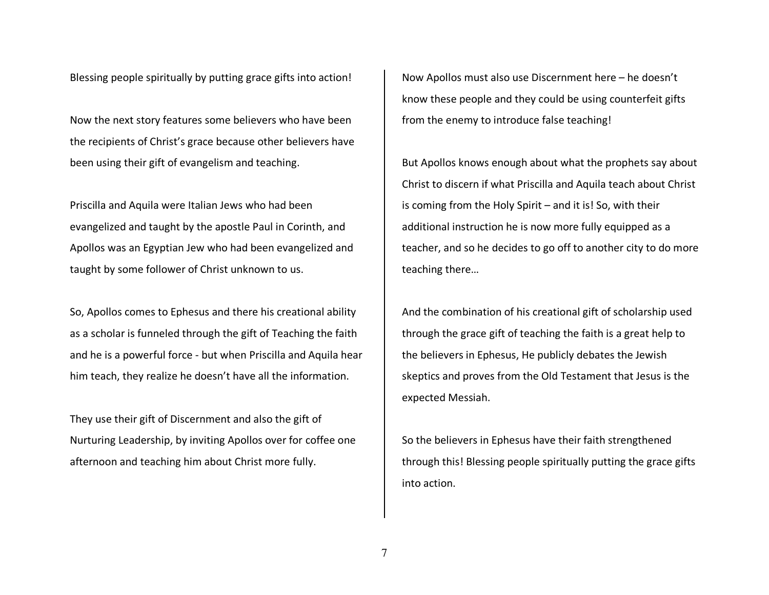Blessing people spiritually by putting grace gifts into action!

Now the next story features some believers who have been the recipients of Christ's grace because other believers have been using their gift of evangelism and teaching.

Priscilla and Aquila were Italian Jews who had been evangelized and taught by the apostle Paul in Corinth, and Apollos was an Egyptian Jew who had been evangelized and taught by some follower of Christ unknown to us.

So, Apollos comes to Ephesus and there his creational ability as a scholar is funneled through the gift of Teaching the faith and he is a powerful force - but when Priscilla and Aquila hear him teach, they realize he doesn't have all the information.

They use their gift of Discernment and also the gift of Nurturing Leadership, by inviting Apollos over for coffee one afternoon and teaching him about Christ more fully.

Now Apollos must also use Discernment here – he doesn't know these people and they could be using counterfeit gifts from the enemy to introduce false teaching!

But Apollos knows enough about what the prophets say about Christ to discern if what Priscilla and Aquila teach about Christ is coming from the Holy Spirit – and it is! So, with their additional instruction he is now more fully equipped as a teacher, and so he decides to go off to another city to do more teaching there…

And the combination of his creational gift of scholarship used through the grace gift of teaching the faith is a great help to the believers in Ephesus, He publicly debates the Jewish skeptics and proves from the Old Testament that Jesus is the expected Messiah.

So the believers in Ephesus have their faith strengthened through this! Blessing people spiritually putting the grace gifts into action.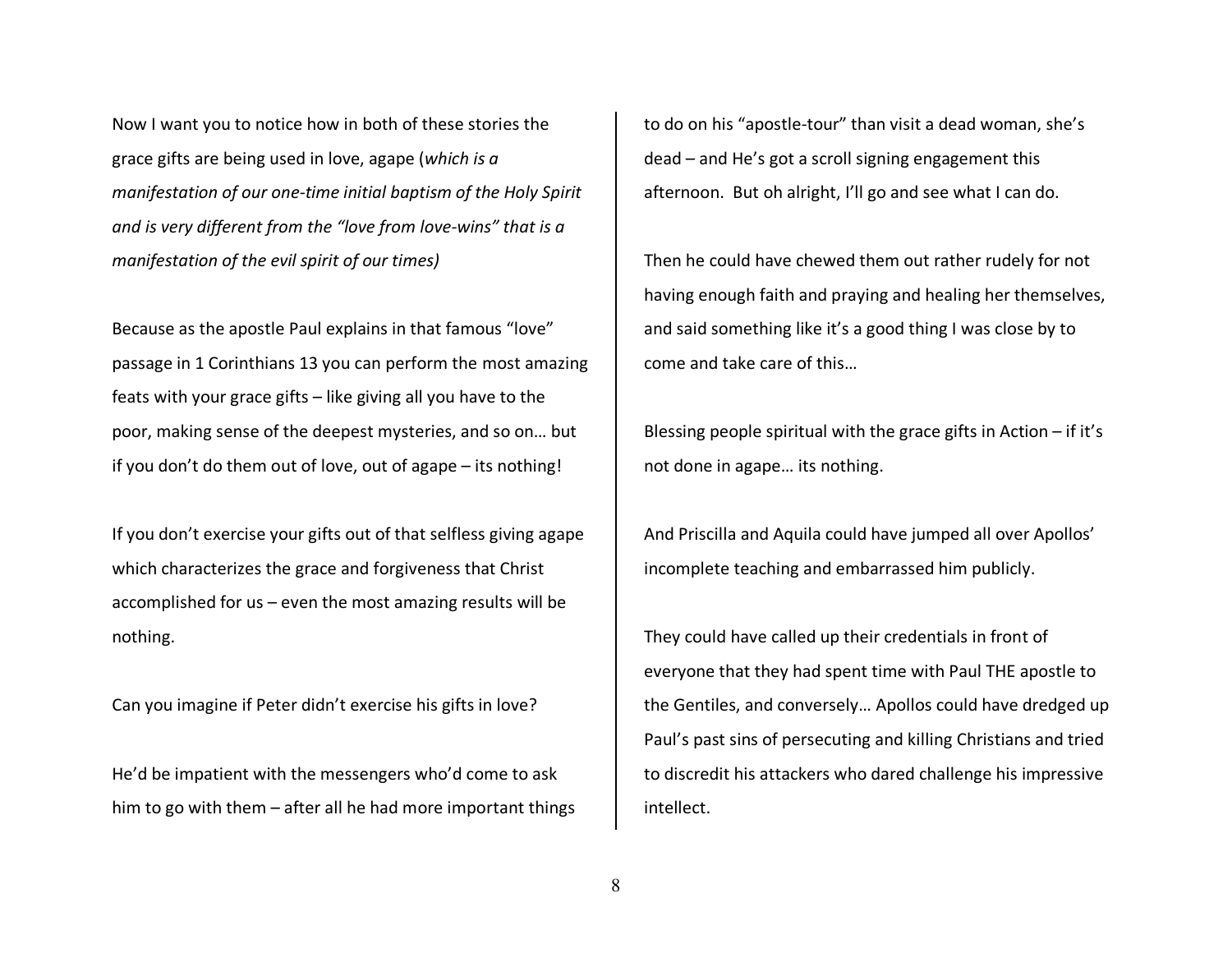Now I want you to notice how in both of these stories the grace gifts are being used in love, agape (*which is a manifestation of our one-time initial baptism of the Holy Spirit and is very different from the "love from love-wins" that is a manifestation of the evil spirit of our times)*

Because as the apostle Paul explains in that famous "love" passage in 1 Corinthians 13 you can perform the most amazing feats with your grace gifts – like giving all you have to the poor, making sense of the deepest mysteries, and so on… but if you don't do them out of love, out of agape – its nothing!

If you don't exercise your gifts out of that selfless giving agape which characterizes the grace and forgiveness that Christ accomplished for us – even the most amazing results will be nothing.

Can you imagine if Peter didn't exercise his gifts in love?

He'd be impatient with the messengers who'd come to ask him to go with them – after all he had more important things to do on his "apostle-tour" than visit a dead woman, she's dead – and He's got a scroll signing engagement this afternoon. But oh alright, I'll go and see what I can do.

Then he could have chewed them out rather rudely for not having enough faith and praying and healing her themselves, and said something like it's a good thing I was close by to come and take care of this…

Blessing people spiritual with the grace gifts in Action – if it's not done in agape… its nothing.

And Priscilla and Aquila could have jumped all over Apollos' incomplete teaching and embarrassed him publicly.

They could have called up their credentials in front of everyone that they had spent time with Paul THE apostle to the Gentiles, and conversely… Apollos could have dredged up Paul's past sins of persecuting and killing Christians and tried to discredit his attackers who dared challenge his impressive intellect.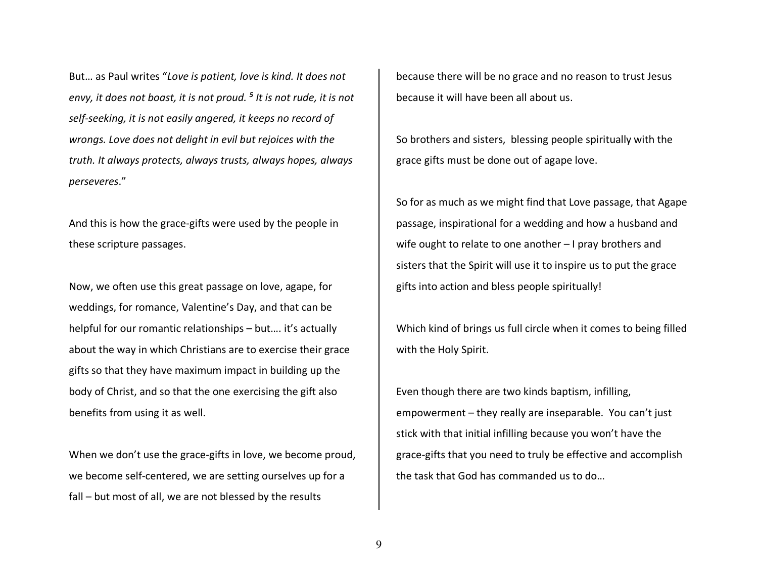But… as Paul writes "*Love is patient, love is kind. It does not envy, it does not boast, it is not proud.* [5] *It is not rude, it is not self-seeking, it is not easily angered, it keeps no record of wrongs. Love does not delight in evil but rejoices with the truth. It always protects, always trusts, always hopes, always perseveres*."

And this is how the grace-gifts were used by the people in these scripture passages.

Now, we often use this great passage on love, agape, for weddings, for romance, Valentine's Day, and that can be helpful for our romantic relationships – but…. it's actually about the way in which Christians are to exercise their grace gifts so that they have maximum impact in building up the body of Christ, and so that the one exercising the gift also benefits from using it as well.

When we don't use the grace-gifts in love, we become proud, we become self-centered, we are setting ourselves up for a fall – but most of all, we are not blessed by the results because there will be no grace and no reason to trust Jesus because it will have been all about us.

So brothers and sisters, blessing people spiritually with the grace gifts must be done out of agape love.

So for as much as we might find that Love passage, that Agape passage, inspirational for a wedding and how a husband and wife ought to relate to one another – I pray brothers and sisters that the Spirit will use it to inspire us to put the grace gifts into action and bless people spiritually!

Which kind of brings us full circle when it comes to being filled with the Holy Spirit.

Even though there are two kinds baptism, infilling, empowerment – they really are inseparable. You can't just stick with that initial infilling because you won't have the grace-gifts that you need to truly be effective and accomplish the task that God has commanded us to do…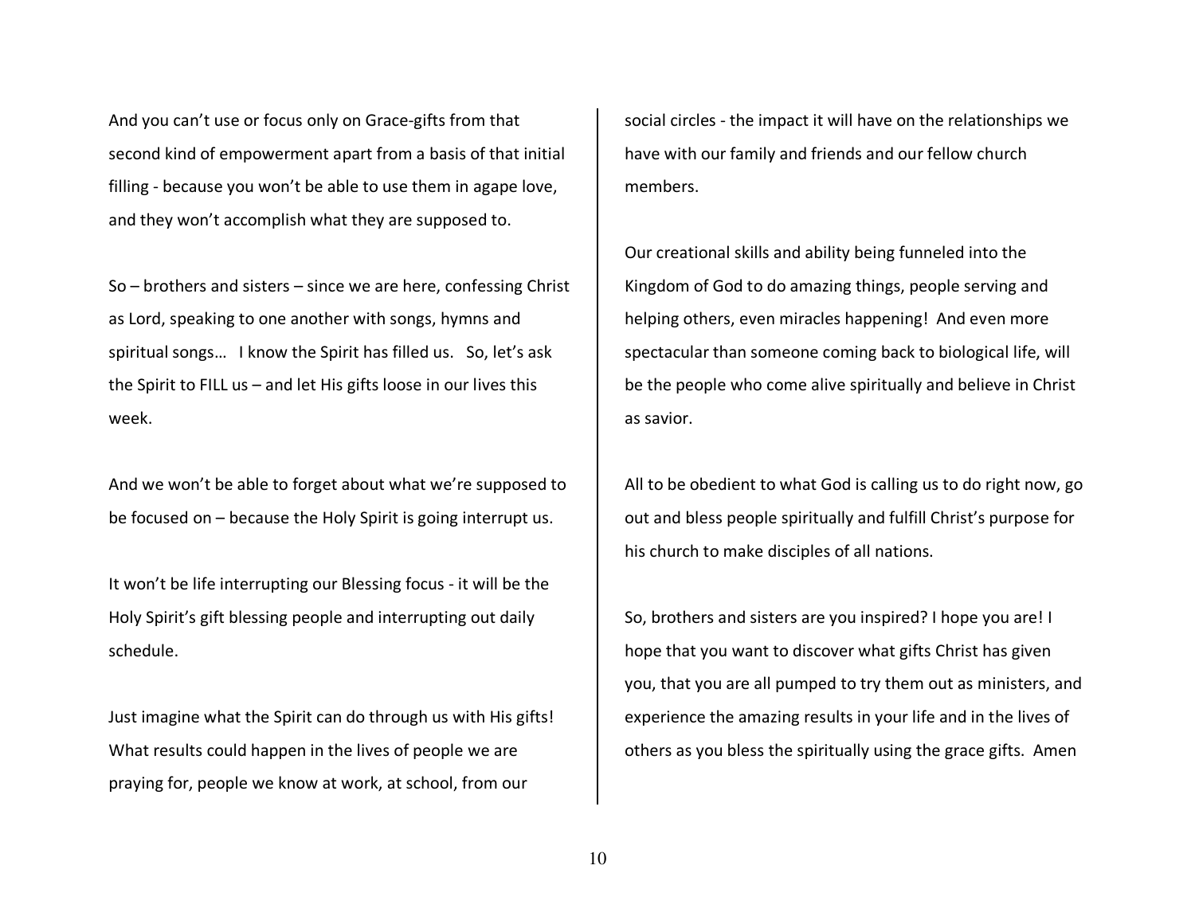And you can't use or focus only on Grace-gifts from that second kind of empowerment apart from a basis of that initial filling - because you won't be able to use them in agape love, and they won't accomplish what they are supposed to.

So – brothers and sisters – since we are here, confessing Christ as Lord, speaking to one another with songs, hymns and spiritual songs… I know the Spirit has filled us. So, let's ask the Spirit to FILL us – and let His gifts loose in our lives this week.

And we won't be able to forget about what we're supposed to be focused on – because the Holy Spirit is going interrupt us.

It won't be life interrupting our Blessing focus - it will be the Holy Spirit's gift blessing people and interrupting out daily schedule.

Just imagine what the Spirit can do through us with His gifts! What results could happen in the lives of people we are praying for, people we know at work, at school, from our social circles - the impact it will have on the relationships we have with our family and friends and our fellow church members.

Our creational skills and ability being funneled into the Kingdom of God to do amazing things, people serving and helping others, even miracles happening! And even more spectacular than someone coming back to biological life, will be the people who come alive spiritually and believe in Christ as savior.

All to be obedient to what God is calling us to do right now, go out and bless people spiritually and fulfill Christ's purpose for his church to make disciples of all nations.

So, brothers and sisters are you inspired? I hope you are! I hope that you want to discover what gifts Christ has given you, that you are all pumped to try them out as ministers, and experience the amazing results in your life and in the lives of others as you bless the spiritually using the grace gifts. Amen